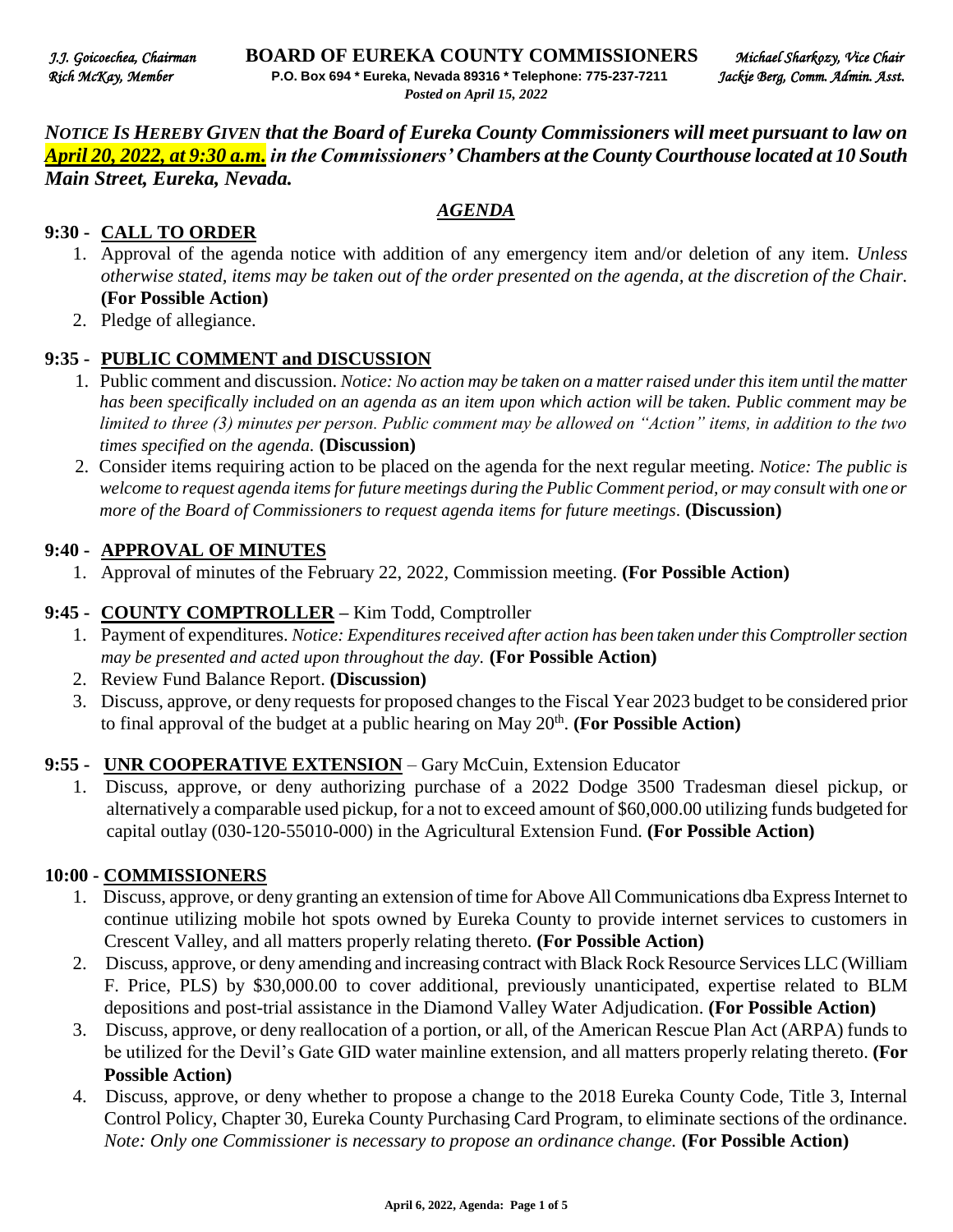*J.J. Goicoechea, Chairman* **BOARD OF EUREKA COUNTY COMMISSIONERS** *Michael Sharkozy, Vice Chair*
*Rich McKay, Member* **P.O. Box 694 * Eureka, Nevada 89316 * Telephone: 775-237-7211** *Jackie Berg, Comm. Admin. Asst.*
*Posted on April 15, 2022*

***NOTICE IS HEREBY GIVEN that the Board of Eureka County Commissioners will meet pursuant to law on April 20, 2022, at 9:30 a.m. in the Commissioners' Chambers at the County Courthouse located at 10 South Main Street, Eureka, Nevada.***

***AGENDA***

## 9:30 - CALL TO ORDER

1. Approval of the agenda notice with addition of any emergency item and/or deletion of any item. *Unless otherwise stated, items may be taken out of the order presented on the agenda, at the discretion of the Chair.* **(For Possible Action)**
2. Pledge of allegiance.

## 9:35 - PUBLIC COMMENT and DISCUSSION

1. Public comment and discussion. *Notice: No action may be taken on a matter raised under this item until the matter has been specifically included on an agenda as an item upon which action will be taken. Public comment may be limited to three (3) minutes per person. Public comment may be allowed on "Action" items, in addition to the two times specified on the agenda.* **(Discussion)**
2. Consider items requiring action to be placed on the agenda for the next regular meeting. *Notice: The public is welcome to request agenda items for future meetings during the Public Comment period, or may consult with one or more of the Board of Commissioners to request agenda items for future meetings.* **(Discussion)**

## 9:40 - APPROVAL OF MINUTES

1. Approval of minutes of the February 22, 2022, Commission meeting. **(For Possible Action)**

## 9:45 - COUNTY COMPTROLLER – Kim Todd, Comptroller

1. Payment of expenditures. *Notice: Expenditures received after action has been taken under this Comptroller section may be presented and acted upon throughout the day.* **(For Possible Action)**
2. Review Fund Balance Report. **(Discussion)**
3. Discuss, approve, or deny requests for proposed changes to the Fiscal Year 2023 budget to be considered prior to final approval of the budget at a public hearing on May 20th. **(For Possible Action)**

## 9:55 - UNR COOPERATIVE EXTENSION – Gary McCuin, Extension Educator

1. Discuss, approve, or deny authorizing purchase of a 2022 Dodge 3500 Tradesman diesel pickup, or alternatively a comparable used pickup, for a not to exceed amount of $60,000.00 utilizing funds budgeted for capital outlay (030-120-55010-000) in the Agricultural Extension Fund. **(For Possible Action)**

## 10:00 - COMMISSIONERS

1. Discuss, approve, or deny granting an extension of time for Above All Communications dba Express Internet to continue utilizing mobile hot spots owned by Eureka County to provide internet services to customers in Crescent Valley, and all matters properly relating thereto. **(For Possible Action)**
2. Discuss, approve, or deny amending and increasing contract with Black Rock Resource Services LLC (William F. Price, PLS) by $30,000.00 to cover additional, previously unanticipated, expertise related to BLM depositions and post-trial assistance in the Diamond Valley Water Adjudication. **(For Possible Action)**
3. Discuss, approve, or deny reallocation of a portion, or all, of the American Rescue Plan Act (ARPA) funds to be utilized for the Devil's Gate GID water mainline extension, and all matters properly relating thereto. **(For Possible Action)**
4. Discuss, approve, or deny whether to propose a change to the 2018 Eureka County Code, Title 3, Internal Control Policy, Chapter 30, Eureka County Purchasing Card Program, to eliminate sections of the ordinance. *Note: Only one Commissioner is necessary to propose an ordinance change.* **(For Possible Action)**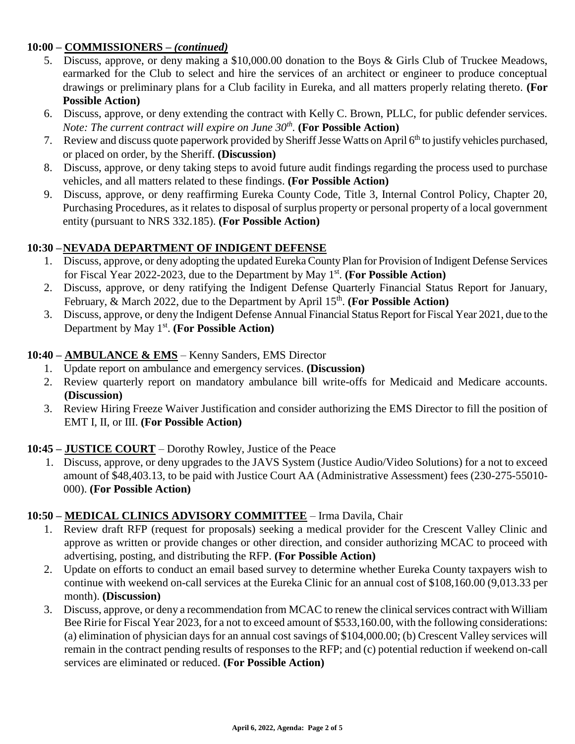## 10:00 – COMMISSIONERS – *(continued)*

5. Discuss, approve, or deny making a $10,000.00 donation to the Boys & Girls Club of Truckee Meadows, earmarked for the Club to select and hire the services of an architect or engineer to produce conceptual drawings or preliminary plans for a Club facility in Eureka, and all matters properly relating thereto. **(For Possible Action)**
6. Discuss, approve, or deny extending the contract with Kelly C. Brown, PLLC, for public defender services. *Note: The current contract will expire on June 30th.* **(For Possible Action)**
7. Review and discuss quote paperwork provided by Sheriff Jesse Watts on April 6th to justify vehicles purchased, or placed on order, by the Sheriff. **(Discussion)**
8. Discuss, approve, or deny taking steps to avoid future audit findings regarding the process used to purchase vehicles, and all matters related to these findings. **(For Possible Action)**
9. Discuss, approve, or deny reaffirming Eureka County Code, Title 3, Internal Control Policy, Chapter 20, Purchasing Procedures, as it relates to disposal of surplus property or personal property of a local government entity (pursuant to NRS 332.185). **(For Possible Action)**

## 10:30 – NEVADA DEPARTMENT OF INDIGENT DEFENSE

1. Discuss, approve, or deny adopting the updated Eureka County Plan for Provision of Indigent Defense Services for Fiscal Year 2022-2023, due to the Department by May 1st. **(For Possible Action)**
2. Discuss, approve, or deny ratifying the Indigent Defense Quarterly Financial Status Report for January, February, & March 2022, due to the Department by April 15th. **(For Possible Action)**
3. Discuss, approve, or deny the Indigent Defense Annual Financial Status Report for Fiscal Year 2021, due to the Department by May 1st. **(For Possible Action)**

## 10:40 – AMBULANCE & EMS – Kenny Sanders, EMS Director

1. Update report on ambulance and emergency services. **(Discussion)**
2. Review quarterly report on mandatory ambulance bill write-offs for Medicaid and Medicare accounts. **(Discussion)**
3. Review Hiring Freeze Waiver Justification and consider authorizing the EMS Director to fill the position of EMT I, II, or III. **(For Possible Action)**

## 10:45 – JUSTICE COURT – Dorothy Rowley, Justice of the Peace

1. Discuss, approve, or deny upgrades to the JAVS System (Justice Audio/Video Solutions) for a not to exceed amount of $48,403.13, to be paid with Justice Court AA (Administrative Assessment) fees (230-275-55010-000). **(For Possible Action)**

## 10:50 – MEDICAL CLINICS ADVISORY COMMITTEE – Irma Davila, Chair

1. Review draft RFP (request for proposals) seeking a medical provider for the Crescent Valley Clinic and approve as written or provide changes or other direction, and consider authorizing MCAC to proceed with advertising, posting, and distributing the RFP. **(For Possible Action)**
2. Update on efforts to conduct an email based survey to determine whether Eureka County taxpayers wish to continue with weekend on-call services at the Eureka Clinic for an annual cost of $108,160.00 (9,013.33 per month). **(Discussion)**
3. Discuss, approve, or deny a recommendation from MCAC to renew the clinical services contract with William Bee Ririe for Fiscal Year 2023, for a not to exceed amount of $533,160.00, with the following considerations: (a) elimination of physician days for an annual cost savings of $104,000.00; (b) Crescent Valley services will remain in the contract pending results of responses to the RFP; and (c) potential reduction if weekend on-call services are eliminated or reduced. **(For Possible Action)**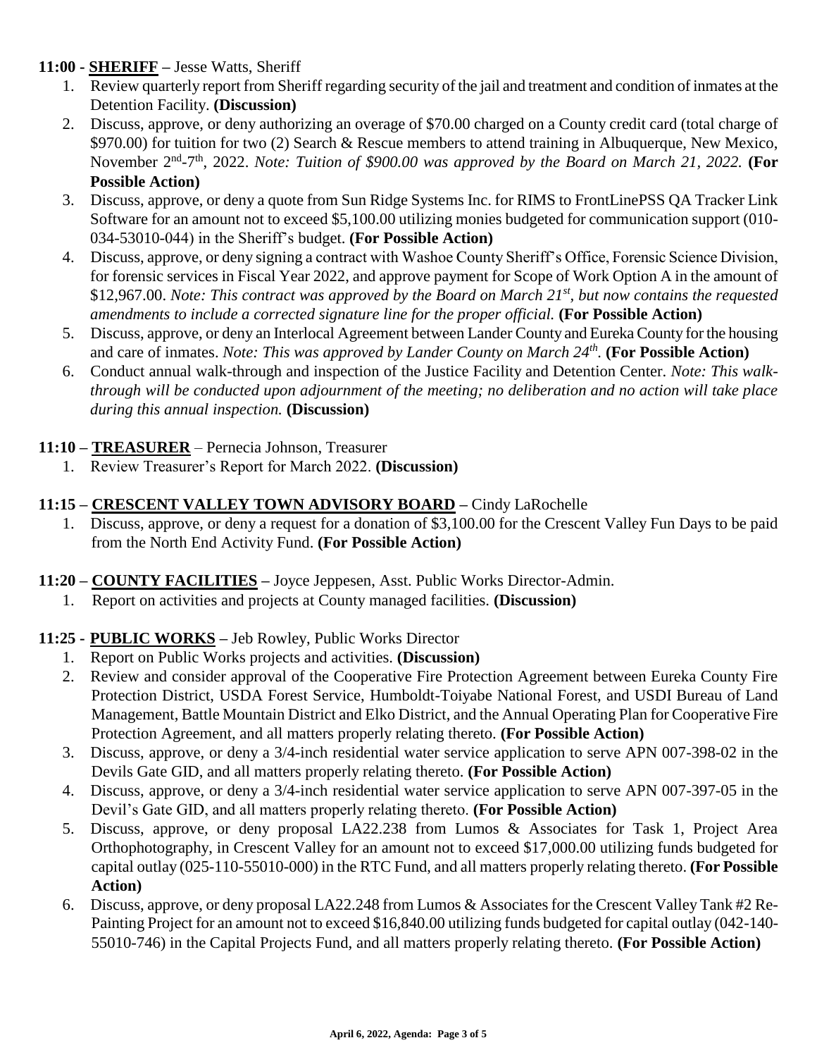**11:00 - SHERIFF –** Jesse Watts, Sheriff

1. Review quarterly report from Sheriff regarding security of the jail and treatment and condition of inmates at the Detention Facility. **(Discussion)**
2. Discuss, approve, or deny authorizing an overage of $70.00 charged on a County credit card (total charge of $970.00) for tuition for two (2) Search & Rescue members to attend training in Albuquerque, New Mexico, November 2nd-7th, 2022. *Note: Tuition of $900.00 was approved by the Board on March 21, 2022.* **(For Possible Action)**
3. Discuss, approve, or deny a quote from Sun Ridge Systems Inc. for RIMS to FrontLinePSS QA Tracker Link Software for an amount not to exceed $5,100.00 utilizing monies budgeted for communication support (010-034-53010-044) in the Sheriff's budget. **(For Possible Action)**
4. Discuss, approve, or deny signing a contract with Washoe County Sheriff's Office, Forensic Science Division, for forensic services in Fiscal Year 2022, and approve payment for Scope of Work Option A in the amount of $12,967.00. *Note: This contract was approved by the Board on March 21st, but now contains the requested amendments to include a corrected signature line for the proper official.* **(For Possible Action)**
5. Discuss, approve, or deny an Interlocal Agreement between Lander County and Eureka County for the housing and care of inmates. *Note: This was approved by Lander County on March 24th.* **(For Possible Action)**
6. Conduct annual walk-through and inspection of the Justice Facility and Detention Center. *Note: This walk-through will be conducted upon adjournment of the meeting; no deliberation and no action will take place during this annual inspection.* **(Discussion)**

**11:10 – TREASURER** – Pernecia Johnson, Treasurer

1. Review Treasurer's Report for March 2022. **(Discussion)**

**11:15 – CRESCENT VALLEY TOWN ADVISORY BOARD –** Cindy LaRochelle

1. Discuss, approve, or deny a request for a donation of $3,100.00 for the Crescent Valley Fun Days to be paid from the North End Activity Fund. **(For Possible Action)**

**11:20 – COUNTY FACILITIES –** Joyce Jeppesen, Asst. Public Works Director-Admin.

1. Report on activities and projects at County managed facilities. **(Discussion)**

**11:25 - PUBLIC WORKS –** Jeb Rowley, Public Works Director

1. Report on Public Works projects and activities. **(Discussion)**
2. Review and consider approval of the Cooperative Fire Protection Agreement between Eureka County Fire Protection District, USDA Forest Service, Humboldt-Toiyabe National Forest, and USDI Bureau of Land Management, Battle Mountain District and Elko District, and the Annual Operating Plan for Cooperative Fire Protection Agreement, and all matters properly relating thereto. **(For Possible Action)**
3. Discuss, approve, or deny a 3/4-inch residential water service application to serve APN 007-398-02 in the Devils Gate GID, and all matters properly relating thereto. **(For Possible Action)**
4. Discuss, approve, or deny a 3/4-inch residential water service application to serve APN 007-397-05 in the Devil's Gate GID, and all matters properly relating thereto. **(For Possible Action)**
5. Discuss, approve, or deny proposal LA22.238 from Lumos & Associates for Task 1, Project Area Orthophotography, in Crescent Valley for an amount not to exceed $17,000.00 utilizing funds budgeted for capital outlay (025-110-55010-000) in the RTC Fund, and all matters properly relating thereto. **(For Possible Action)**
6. Discuss, approve, or deny proposal LA22.248 from Lumos & Associates for the Crescent Valley Tank #2 Re-Painting Project for an amount not to exceed $16,840.00 utilizing funds budgeted for capital outlay (042-140-55010-746) in the Capital Projects Fund, and all matters properly relating thereto. **(For Possible Action)**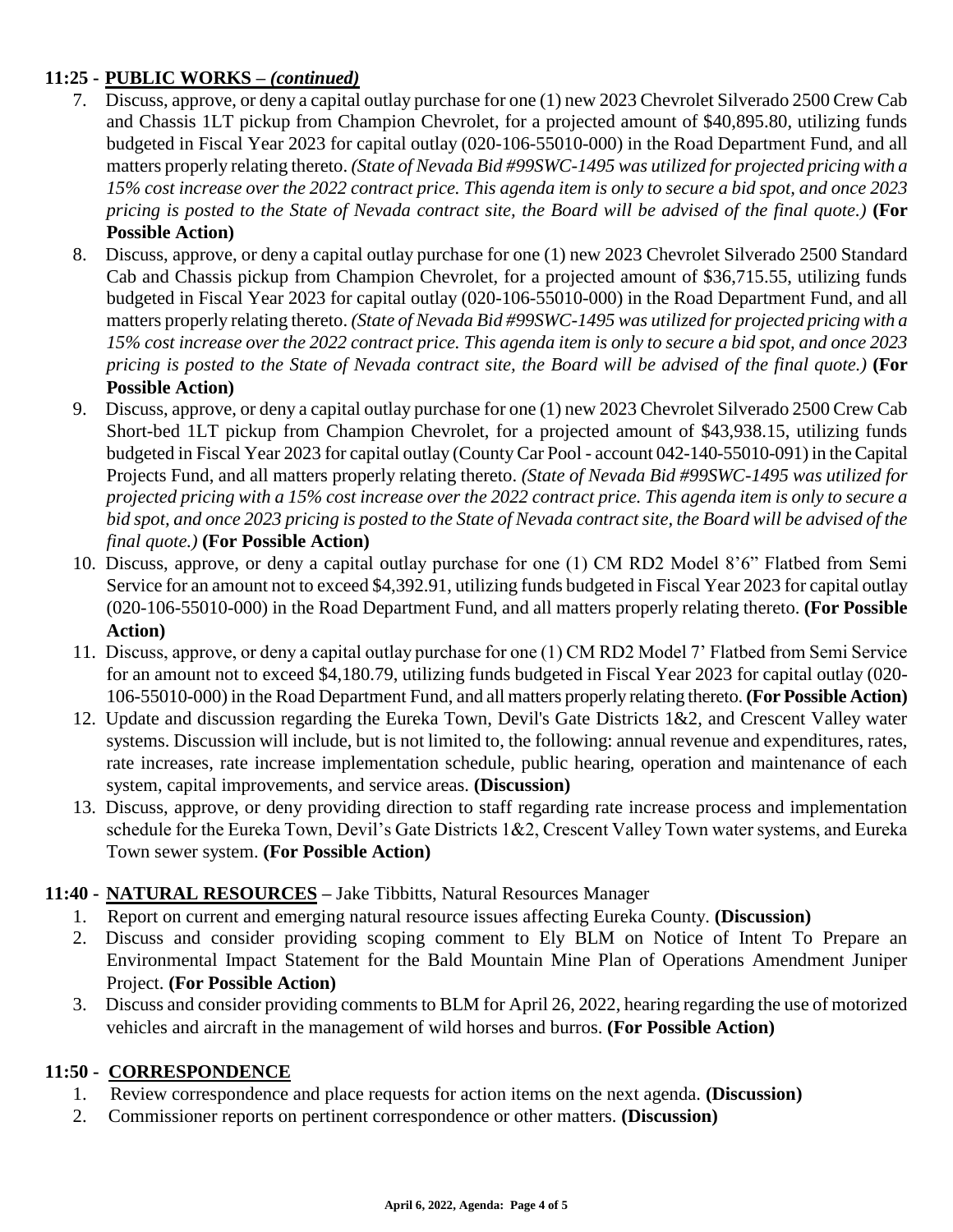## 11:25 - **PUBLIC WORKS** – *(continued)*

7. Discuss, approve, or deny a capital outlay purchase for one (1) new 2023 Chevrolet Silverado 2500 Crew Cab and Chassis 1LT pickup from Champion Chevrolet, for a projected amount of $40,895.80, utilizing funds budgeted in Fiscal Year 2023 for capital outlay (020-106-55010-000) in the Road Department Fund, and all matters properly relating thereto. *(State of Nevada Bid #99SWC-1495 was utilized for projected pricing with a 15% cost increase over the 2022 contract price. This agenda item is only to secure a bid spot, and once 2023 pricing is posted to the State of Nevada contract site, the Board will be advised of the final quote.)* **(For Possible Action)**
8. Discuss, approve, or deny a capital outlay purchase for one (1) new 2023 Chevrolet Silverado 2500 Standard Cab and Chassis pickup from Champion Chevrolet, for a projected amount of $36,715.55, utilizing funds budgeted in Fiscal Year 2023 for capital outlay (020-106-55010-000) in the Road Department Fund, and all matters properly relating thereto. *(State of Nevada Bid #99SWC-1495 was utilized for projected pricing with a 15% cost increase over the 2022 contract price. This agenda item is only to secure a bid spot, and once 2023 pricing is posted to the State of Nevada contract site, the Board will be advised of the final quote.)* **(For Possible Action)**
9. Discuss, approve, or deny a capital outlay purchase for one (1) new 2023 Chevrolet Silverado 2500 Crew Cab Short-bed 1LT pickup from Champion Chevrolet, for a projected amount of $43,938.15, utilizing funds budgeted in Fiscal Year 2023 for capital outlay (County Car Pool - account 042-140-55010-091) in the Capital Projects Fund, and all matters properly relating thereto. *(State of Nevada Bid #99SWC-1495 was utilized for projected pricing with a 15% cost increase over the 2022 contract price. This agenda item is only to secure a bid spot, and once 2023 pricing is posted to the State of Nevada contract site, the Board will be advised of the final quote.)* **(For Possible Action)**
10. Discuss, approve, or deny a capital outlay purchase for one (1) CM RD2 Model 8'6" Flatbed from Semi Service for an amount not to exceed $4,392.91, utilizing funds budgeted in Fiscal Year 2023 for capital outlay (020-106-55010-000) in the Road Department Fund, and all matters properly relating thereto. **(For Possible Action)**
11. Discuss, approve, or deny a capital outlay purchase for one (1) CM RD2 Model 7' Flatbed from Semi Service for an amount not to exceed $4,180.79, utilizing funds budgeted in Fiscal Year 2023 for capital outlay (020-106-55010-000) in the Road Department Fund, and all matters properly relating thereto. **(For Possible Action)**
12. Update and discussion regarding the Eureka Town, Devil's Gate Districts 1&2, and Crescent Valley water systems. Discussion will include, but is not limited to, the following: annual revenue and expenditures, rates, rate increases, rate increase implementation schedule, public hearing, operation and maintenance of each system, capital improvements, and service areas. **(Discussion)**
13. Discuss, approve, or deny providing direction to staff regarding rate increase process and implementation schedule for the Eureka Town, Devil's Gate Districts 1&2, Crescent Valley Town water systems, and Eureka Town sewer system. **(For Possible Action)**

## 11:40 - **NATURAL RESOURCES** – Jake Tibbitts, Natural Resources Manager

1. Report on current and emerging natural resource issues affecting Eureka County. **(Discussion)**
2. Discuss and consider providing scoping comment to Ely BLM on Notice of Intent To Prepare an Environmental Impact Statement for the Bald Mountain Mine Plan of Operations Amendment Juniper Project. **(For Possible Action)**
3. Discuss and consider providing comments to BLM for April 26, 2022, hearing regarding the use of motorized vehicles and aircraft in the management of wild horses and burros. **(For Possible Action)**

## 11:50 - **CORRESPONDENCE**

1. Review correspondence and place requests for action items on the next agenda. **(Discussion)**
2. Commissioner reports on pertinent correspondence or other matters. **(Discussion)**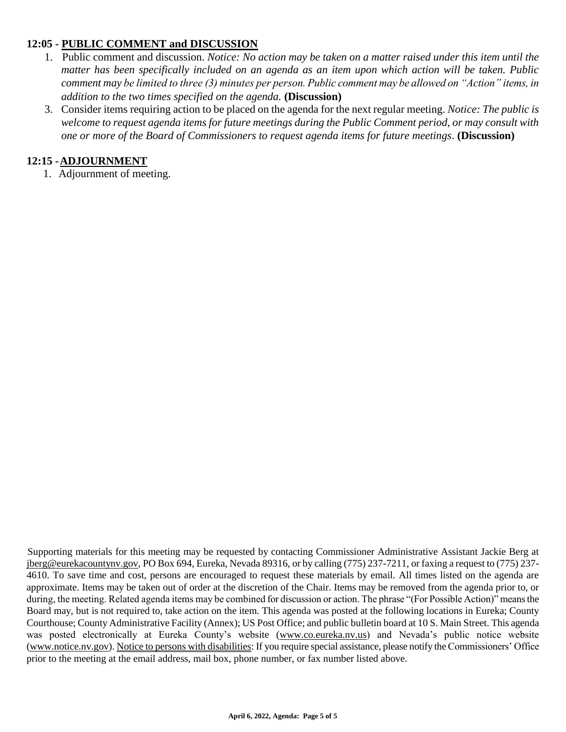## 12:05 - PUBLIC COMMENT and DISCUSSION

1. Public comment and discussion. *Notice: No action may be taken on a matter raised under this item until the matter has been specifically included on an agenda as an item upon which action will be taken. Public comment may be limited to three (3) minutes per person. Public comment may be allowed on "Action" items, in addition to the two times specified on the agenda.* **(Discussion)**
3. Consider items requiring action to be placed on the agenda for the next regular meeting. *Notice: The public is welcome to request agenda items for future meetings during the Public Comment period, or may consult with one or more of the Board of Commissioners to request agenda items for future meetings*. **(Discussion)**

## 12:15 - ADJOURNMENT

1. Adjournment of meeting.

Supporting materials for this meeting may be requested by contacting Commissioner Administrative Assistant Jackie Berg at jberg@eurekacountynv.gov, PO Box 694, Eureka, Nevada 89316, or by calling (775) 237-7211, or faxing a request to (775) 237-4610. To save time and cost, persons are encouraged to request these materials by email. All times listed on the agenda are approximate. Items may be taken out of order at the discretion of the Chair. Items may be removed from the agenda prior to, or during, the meeting. Related agenda items may be combined for discussion or action. The phrase "(For Possible Action)" means the Board may, but is not required to, take action on the item. This agenda was posted at the following locations in Eureka; County Courthouse; County Administrative Facility (Annex); US Post Office; and public bulletin board at 10 S. Main Street. This agenda was posted electronically at Eureka County's website (www.co.eureka.nv.us) and Nevada's public notice website (www.notice.nv.gov). Notice to persons with disabilities: If you require special assistance, please notify the Commissioners' Office prior to the meeting at the email address, mail box, phone number, or fax number listed above.